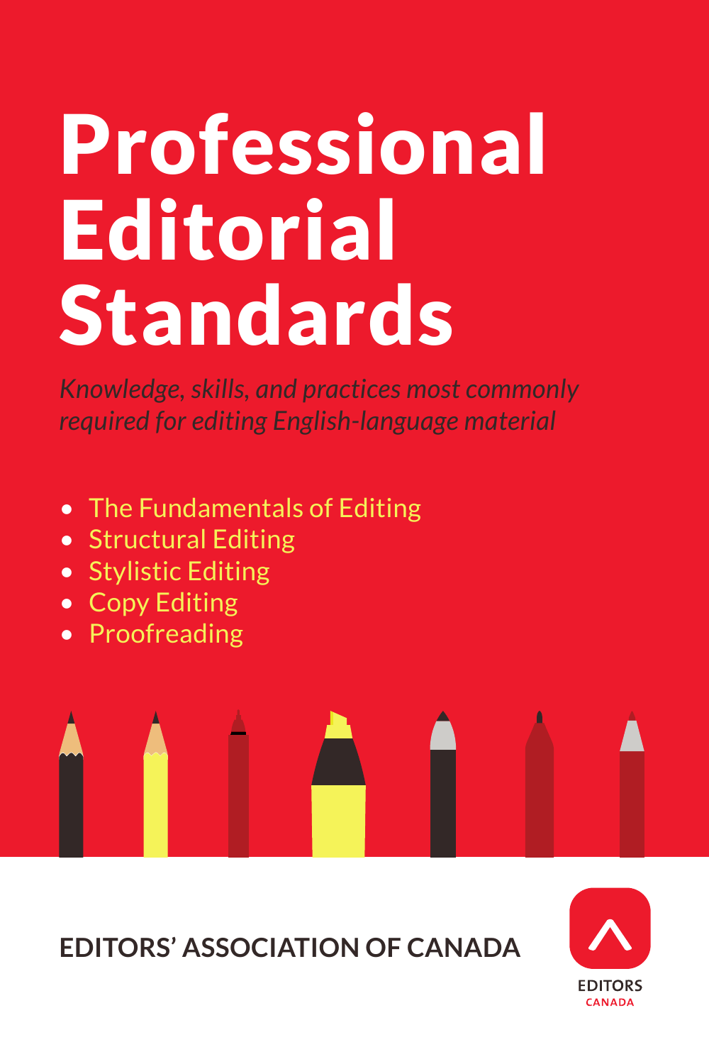# Professional Editorial Standards

*Knowledge, skills, and practices most commonly required for editing English-language material*

- The Fundamentals of Editing
- Structural Editing
- Stylistic Editing
- Copy Editing
- Proofreading

**EDITORS' ASSOCIATION OF CANADA**

EDITORS CANADA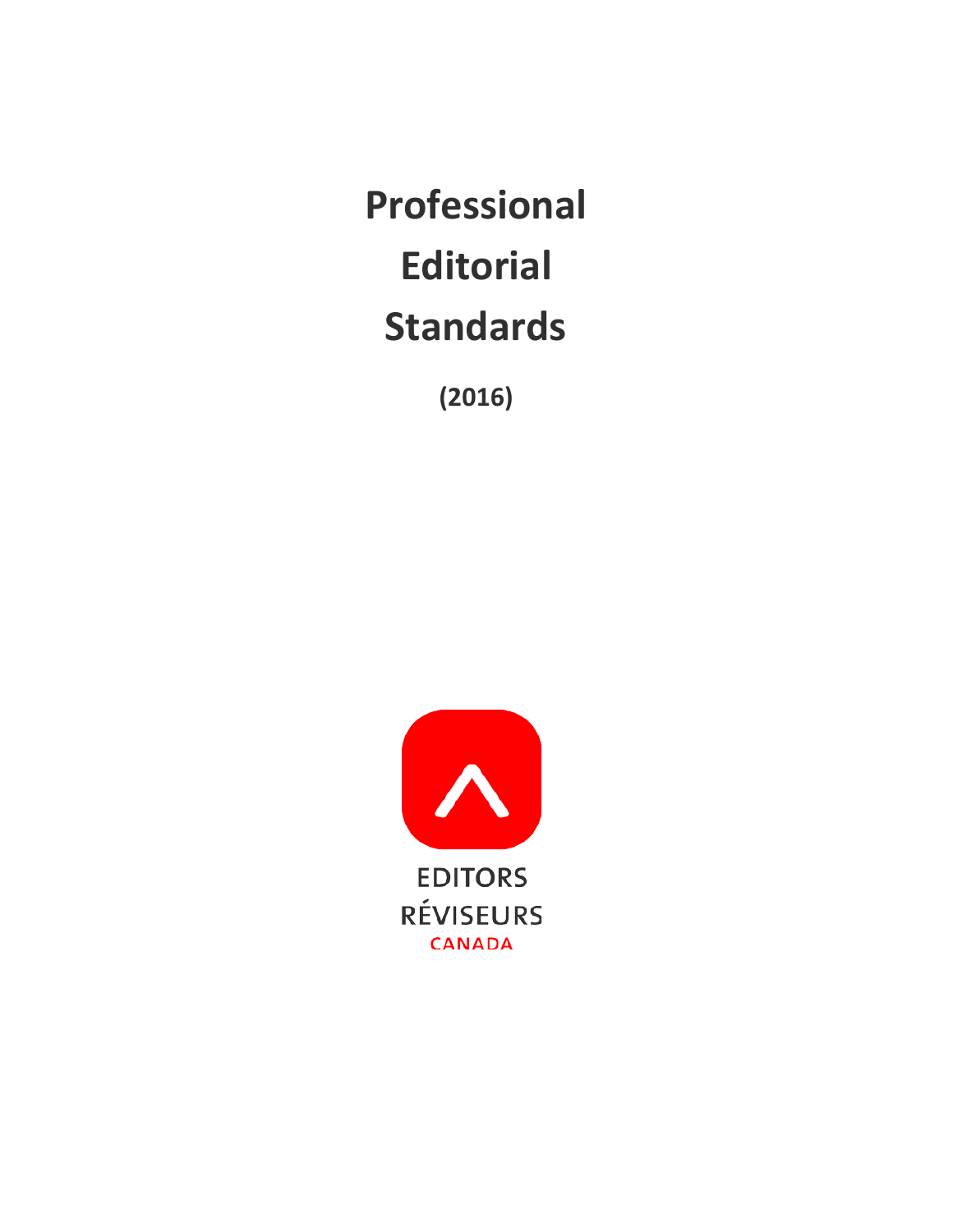# Professional Editorial Standards

**(2016)**

EDITORS
RÉVISEURS
CANADA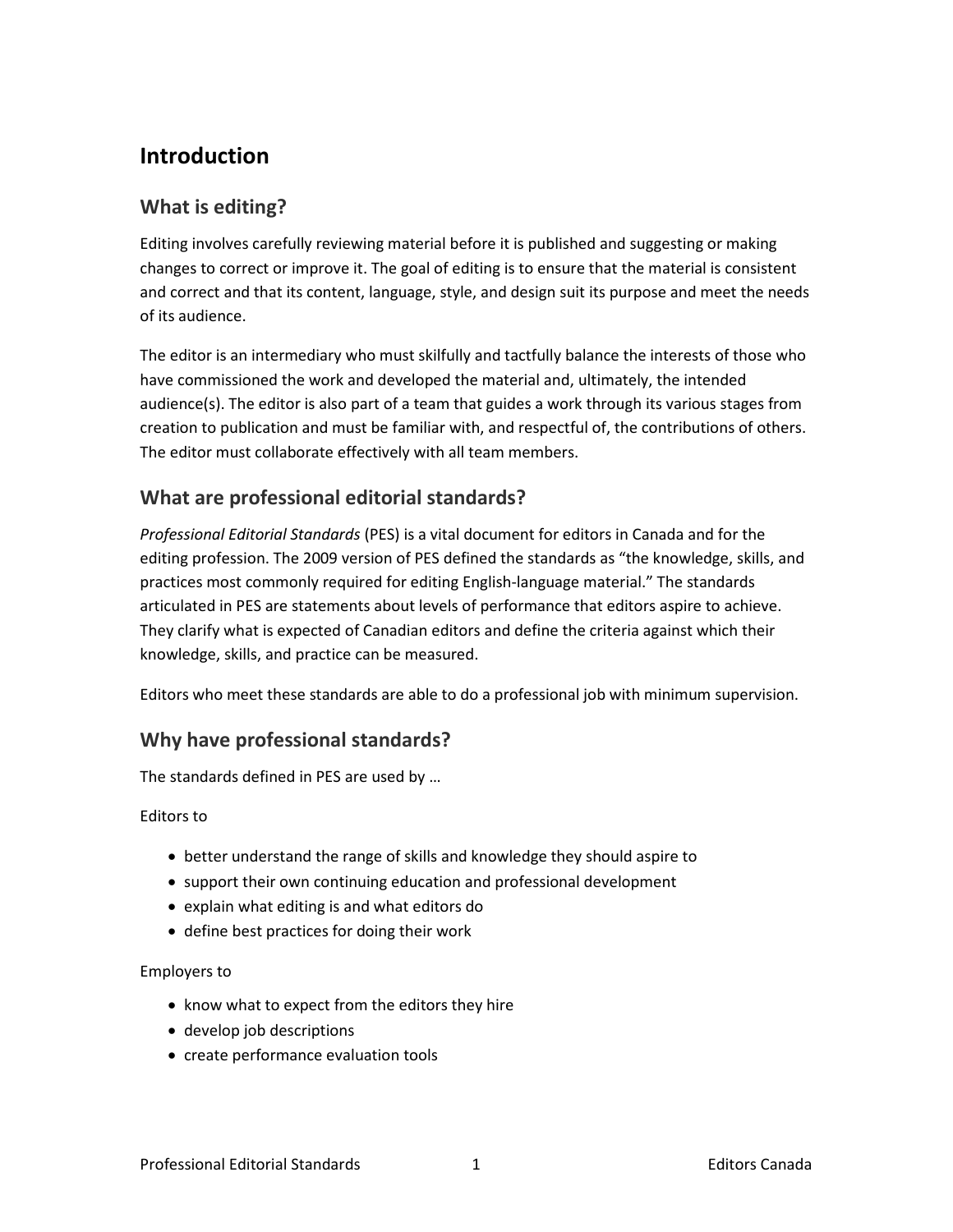# Introduction

## What is editing?

Editing involves carefully reviewing material before it is published and suggesting or making changes to correct or improve it. The goal of editing is to ensure that the material is consistent and correct and that its content, language, style, and design suit its purpose and meet the needs of its audience.

The editor is an intermediary who must skilfully and tactfully balance the interests of those who have commissioned the work and developed the material and, ultimately, the intended audience(s). The editor is also part of a team that guides a work through its various stages from creation to publication and must be familiar with, and respectful of, the contributions of others. The editor must collaborate effectively with all team members.

## What are professional editorial standards?

*Professional Editorial Standards* (PES) is a vital document for editors in Canada and for the editing profession. The 2009 version of PES defined the standards as "the knowledge, skills, and practices most commonly required for editing English-language material." The standards articulated in PES are statements about levels of performance that editors aspire to achieve. They clarify what is expected of Canadian editors and define the criteria against which their knowledge, skills, and practice can be measured.

Editors who meet these standards are able to do a professional job with minimum supervision.

## Why have professional standards?

The standards defined in PES are used by …

Editors to

- better understand the range of skills and knowledge they should aspire to
- support their own continuing education and professional development
- explain what editing is and what editors do
- define best practices for doing their work

Employers to

- know what to expect from the editors they hire
- develop job descriptions
- create performance evaluation tools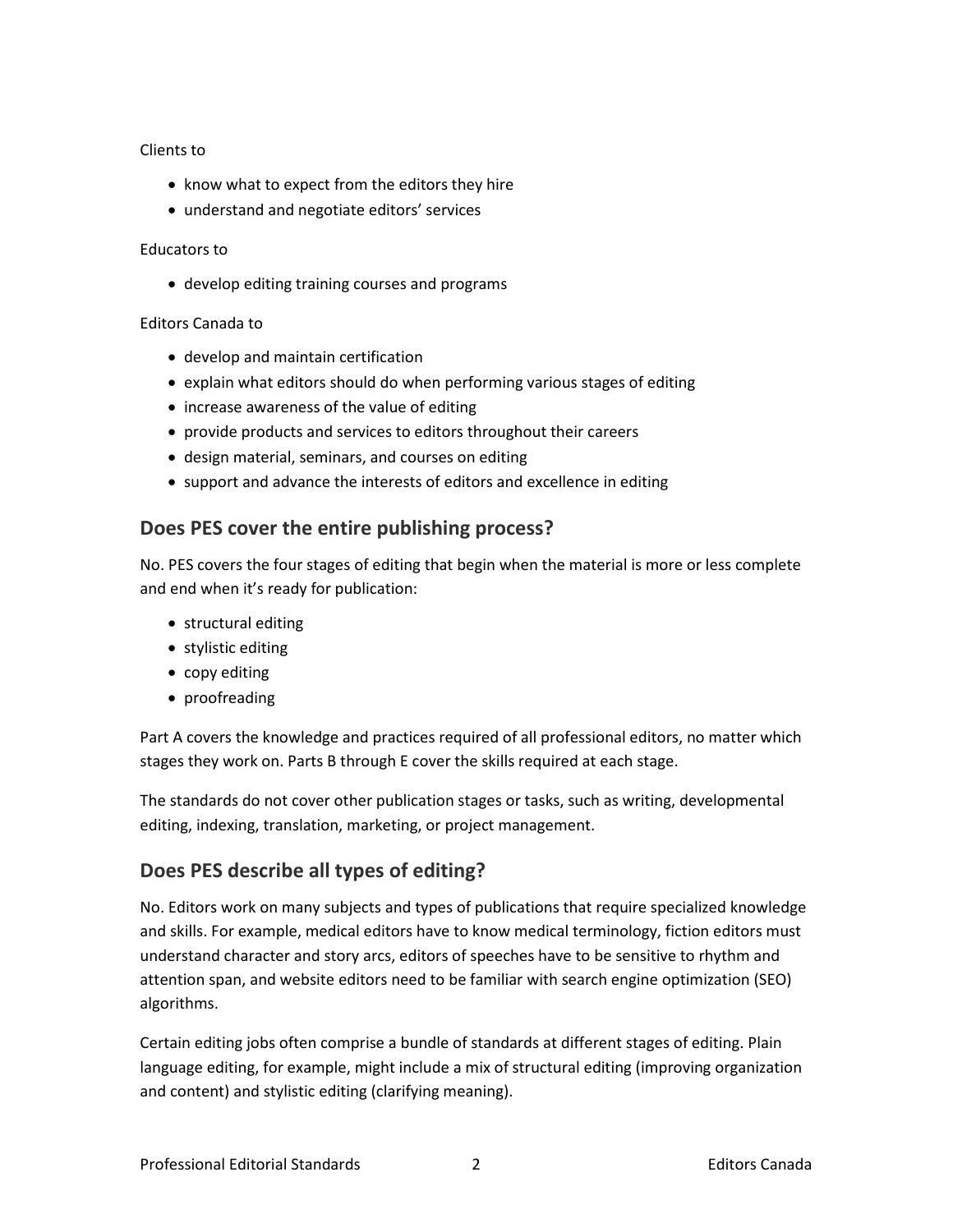Clients to

- know what to expect from the editors they hire
- understand and negotiate editors' services

Educators to

- develop editing training courses and programs

Editors Canada to

- develop and maintain certification
- explain what editors should do when performing various stages of editing
- increase awareness of the value of editing
- provide products and services to editors throughout their careers
- design material, seminars, and courses on editing
- support and advance the interests of editors and excellence in editing

## Does PES cover the entire publishing process?

No. PES covers the four stages of editing that begin when the material is more or less complete and end when it's ready for publication:

- structural editing
- stylistic editing
- copy editing
- proofreading

Part A covers the knowledge and practices required of all professional editors, no matter which stages they work on. Parts B through E cover the skills required at each stage.

The standards do not cover other publication stages or tasks, such as writing, developmental editing, indexing, translation, marketing, or project management.

## Does PES describe all types of editing?

No. Editors work on many subjects and types of publications that require specialized knowledge and skills. For example, medical editors have to know medical terminology, fiction editors must understand character and story arcs, editors of speeches have to be sensitive to rhythm and attention span, and website editors need to be familiar with search engine optimization (SEO) algorithms.

Certain editing jobs often comprise a bundle of standards at different stages of editing. Plain language editing, for example, might include a mix of structural editing (improving organization and content) and stylistic editing (clarifying meaning).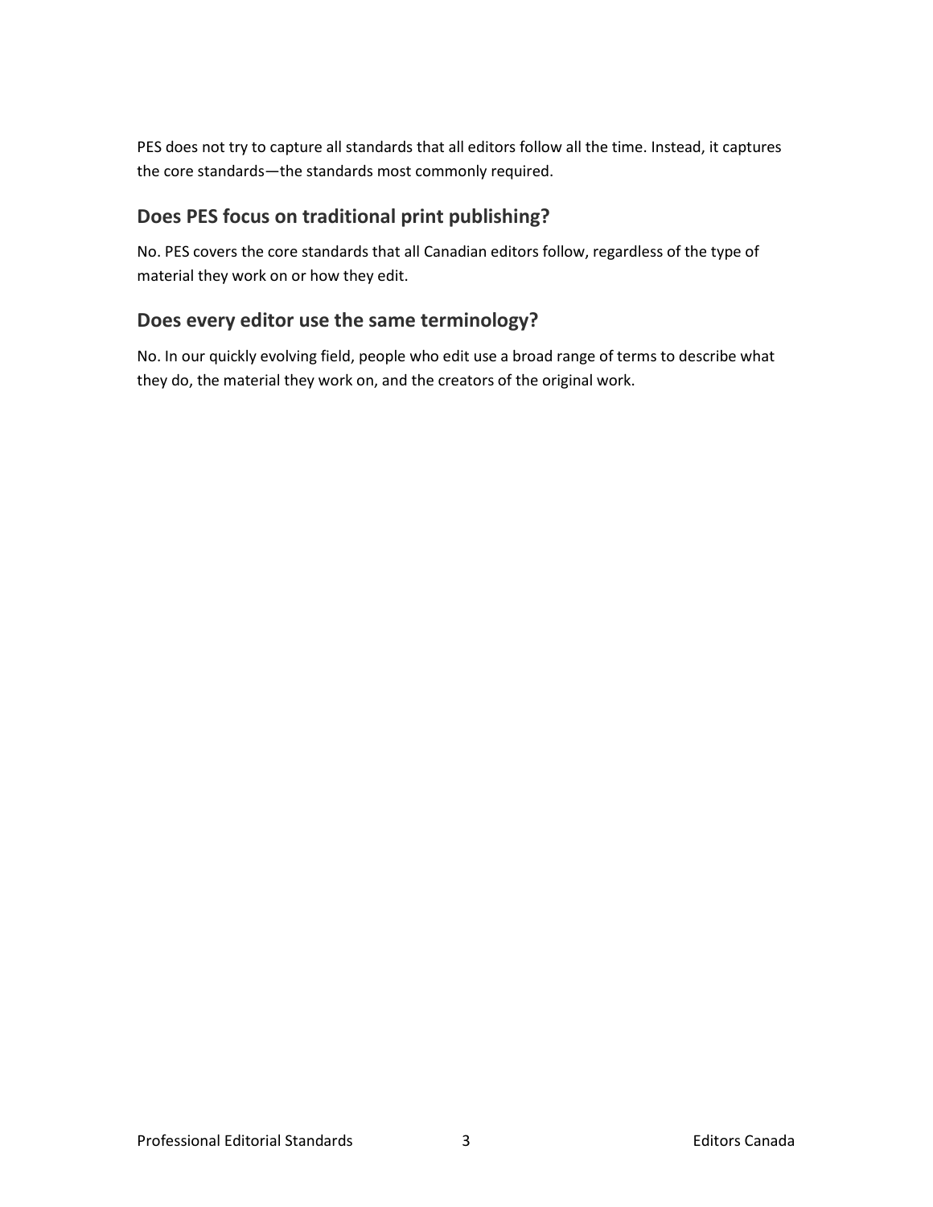PES does not try to capture all standards that all editors follow all the time. Instead, it captures the core standards—the standards most commonly required.

## Does PES focus on traditional print publishing?

No. PES covers the core standards that all Canadian editors follow, regardless of the type of material they work on or how they edit.

## Does every editor use the same terminology?

No. In our quickly evolving field, people who edit use a broad range of terms to describe what they do, the material they work on, and the creators of the original work.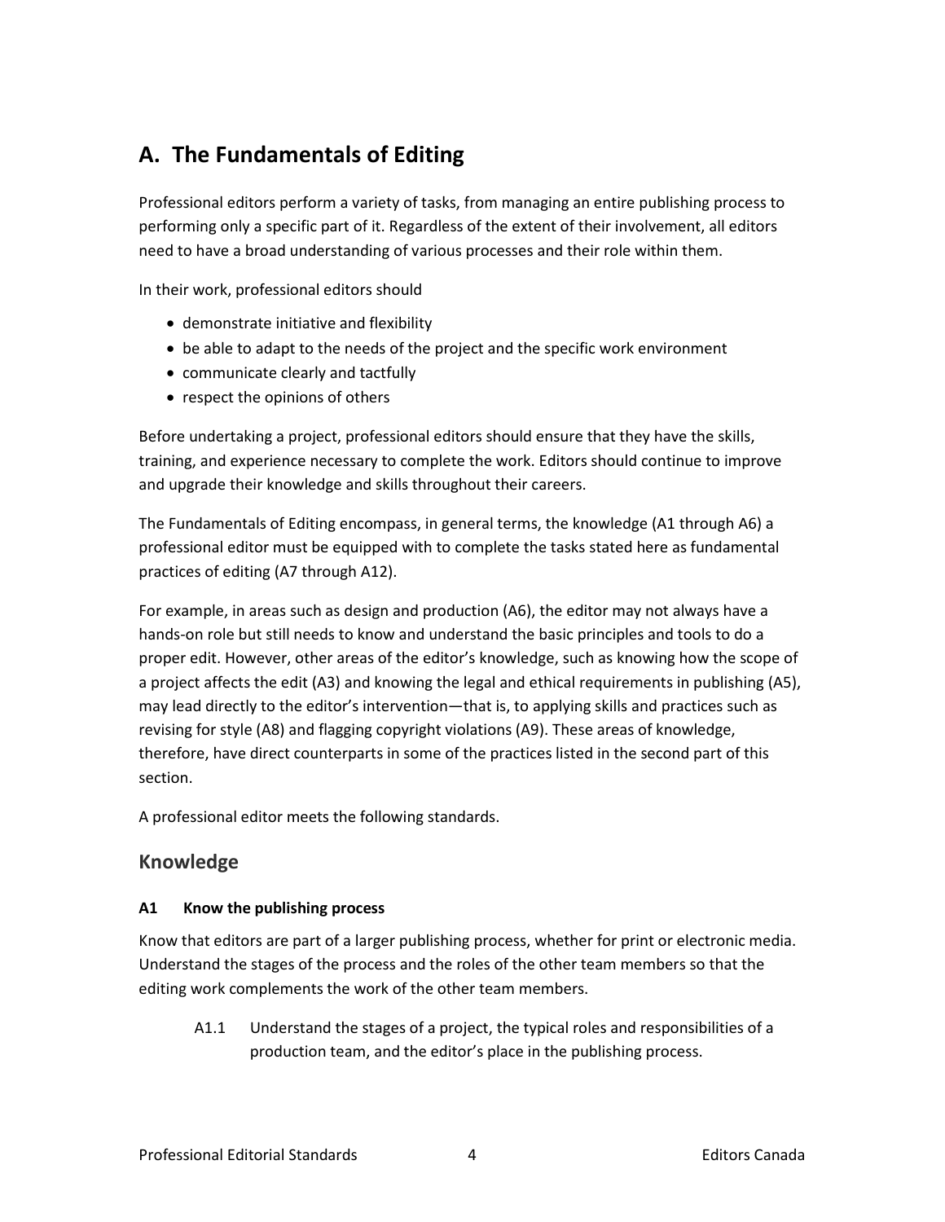# A. The Fundamentals of Editing

Professional editors perform a variety of tasks, from managing an entire publishing process to performing only a specific part of it. Regardless of the extent of their involvement, all editors need to have a broad understanding of various processes and their role within them.

In their work, professional editors should

- demonstrate initiative and flexibility
- be able to adapt to the needs of the project and the specific work environment
- communicate clearly and tactfully
- respect the opinions of others

Before undertaking a project, professional editors should ensure that they have the skills, training, and experience necessary to complete the work. Editors should continue to improve and upgrade their knowledge and skills throughout their careers.

The Fundamentals of Editing encompass, in general terms, the knowledge (A1 through A6) a professional editor must be equipped with to complete the tasks stated here as fundamental practices of editing (A7 through A12).

For example, in areas such as design and production (A6), the editor may not always have a hands-on role but still needs to know and understand the basic principles and tools to do a proper edit. However, other areas of the editor's knowledge, such as knowing how the scope of a project affects the edit (A3) and knowing the legal and ethical requirements in publishing (A5), may lead directly to the editor's intervention—that is, to applying skills and practices such as revising for style (A8) and flagging copyright violations (A9). These areas of knowledge, therefore, have direct counterparts in some of the practices listed in the second part of this section.

A professional editor meets the following standards.

## Knowledge

**A1 Know the publishing process**

Know that editors are part of a larger publishing process, whether for print or electronic media. Understand the stages of the process and the roles of the other team members so that the editing work complements the work of the other team members.

A1.1 Understand the stages of a project, the typical roles and responsibilities of a production team, and the editor's place in the publishing process.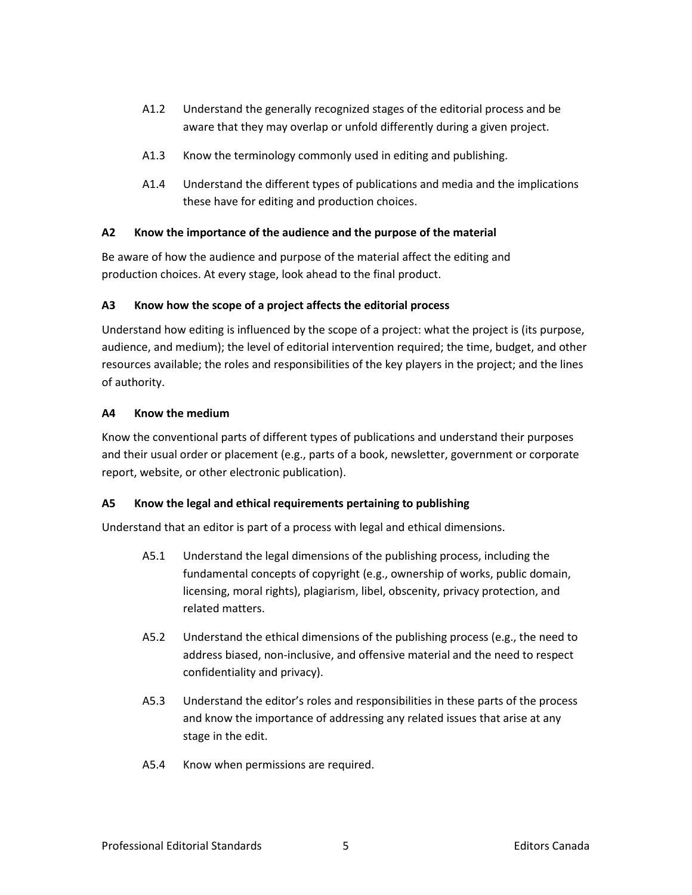A1.2 Understand the generally recognized stages of the editorial process and be aware that they may overlap or unfold differently during a given project.

A1.3 Know the terminology commonly used in editing and publishing.

A1.4 Understand the different types of publications and media and the implications these have for editing and production choices.

**A2 Know the importance of the audience and the purpose of the material**

Be aware of how the audience and purpose of the material affect the editing and production choices. At every stage, look ahead to the final product.

**A3 Know how the scope of a project affects the editorial process**

Understand how editing is influenced by the scope of a project: what the project is (its purpose, audience, and medium); the level of editorial intervention required; the time, budget, and other resources available; the roles and responsibilities of the key players in the project; and the lines of authority.

**A4 Know the medium**

Know the conventional parts of different types of publications and understand their purposes and their usual order or placement (e.g., parts of a book, newsletter, government or corporate report, website, or other electronic publication).

**A5 Know the legal and ethical requirements pertaining to publishing**

Understand that an editor is part of a process with legal and ethical dimensions.

A5.1 Understand the legal dimensions of the publishing process, including the fundamental concepts of copyright (e.g., ownership of works, public domain, licensing, moral rights), plagiarism, libel, obscenity, privacy protection, and related matters.

A5.2 Understand the ethical dimensions of the publishing process (e.g., the need to address biased, non-inclusive, and offensive material and the need to respect confidentiality and privacy).

A5.3 Understand the editor's roles and responsibilities in these parts of the process and know the importance of addressing any related issues that arise at any stage in the edit.

A5.4 Know when permissions are required.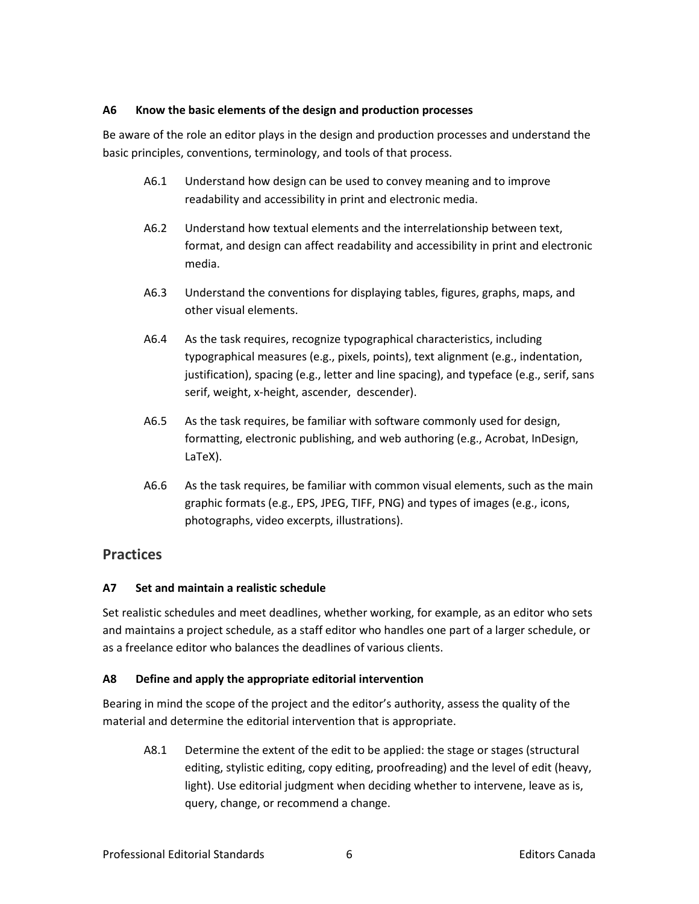**A6 Know the basic elements of the design and production processes**

Be aware of the role an editor plays in the design and production processes and understand the basic principles, conventions, terminology, and tools of that process.

A6.1 Understand how design can be used to convey meaning and to improve readability and accessibility in print and electronic media.

A6.2 Understand how textual elements and the interrelationship between text, format, and design can affect readability and accessibility in print and electronic media.

A6.3 Understand the conventions for displaying tables, figures, graphs, maps, and other visual elements.

A6.4 As the task requires, recognize typographical characteristics, including typographical measures (e.g., pixels, points), text alignment (e.g., indentation, justification), spacing (e.g., letter and line spacing), and typeface (e.g., serif, sans serif, weight, x-height, ascender, descender).

A6.5 As the task requires, be familiar with software commonly used for design, formatting, electronic publishing, and web authoring (e.g., Acrobat, InDesign, LaTeX).

A6.6 As the task requires, be familiar with common visual elements, such as the main graphic formats (e.g., EPS, JPEG, TIFF, PNG) and types of images (e.g., icons, photographs, video excerpts, illustrations).

## Practices

**A7 Set and maintain a realistic schedule**

Set realistic schedules and meet deadlines, whether working, for example, as an editor who sets and maintains a project schedule, as a staff editor who handles one part of a larger schedule, or as a freelance editor who balances the deadlines of various clients.

**A8 Define and apply the appropriate editorial intervention**

Bearing in mind the scope of the project and the editor's authority, assess the quality of the material and determine the editorial intervention that is appropriate.

A8.1 Determine the extent of the edit to be applied: the stage or stages (structural editing, stylistic editing, copy editing, proofreading) and the level of edit (heavy, light). Use editorial judgment when deciding whether to intervene, leave as is, query, change, or recommend a change.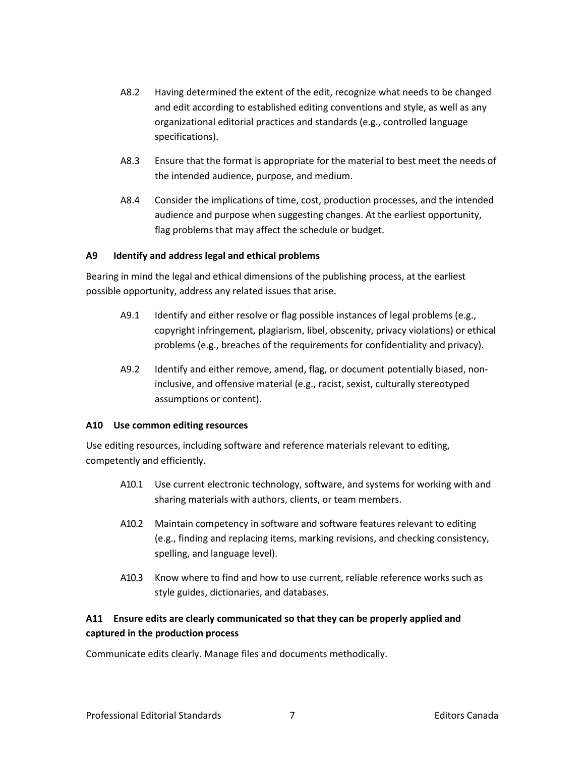A8.2 Having determined the extent of the edit, recognize what needs to be changed and edit according to established editing conventions and style, as well as any organizational editorial practices and standards (e.g., controlled language specifications).

A8.3 Ensure that the format is appropriate for the material to best meet the needs of the intended audience, purpose, and medium.

A8.4 Consider the implications of time, cost, production processes, and the intended audience and purpose when suggesting changes. At the earliest opportunity, flag problems that may affect the schedule or budget.

### A9 Identify and address legal and ethical problems

Bearing in mind the legal and ethical dimensions of the publishing process, at the earliest possible opportunity, address any related issues that arise.

A9.1 Identify and either resolve or flag possible instances of legal problems (e.g., copyright infringement, plagiarism, libel, obscenity, privacy violations) or ethical problems (e.g., breaches of the requirements for confidentiality and privacy).

A9.2 Identify and either remove, amend, flag, or document potentially biased, non-inclusive, and offensive material (e.g., racist, sexist, culturally stereotyped assumptions or content).

### A10 Use common editing resources

Use editing resources, including software and reference materials relevant to editing, competently and efficiently.

A10.1 Use current electronic technology, software, and systems for working with and sharing materials with authors, clients, or team members.

A10.2 Maintain competency in software and software features relevant to editing (e.g., finding and replacing items, marking revisions, and checking consistency, spelling, and language level).

A10.3 Know where to find and how to use current, reliable reference works such as style guides, dictionaries, and databases.

### A11 Ensure edits are clearly communicated so that they can be properly applied and captured in the production process

Communicate edits clearly. Manage files and documents methodically.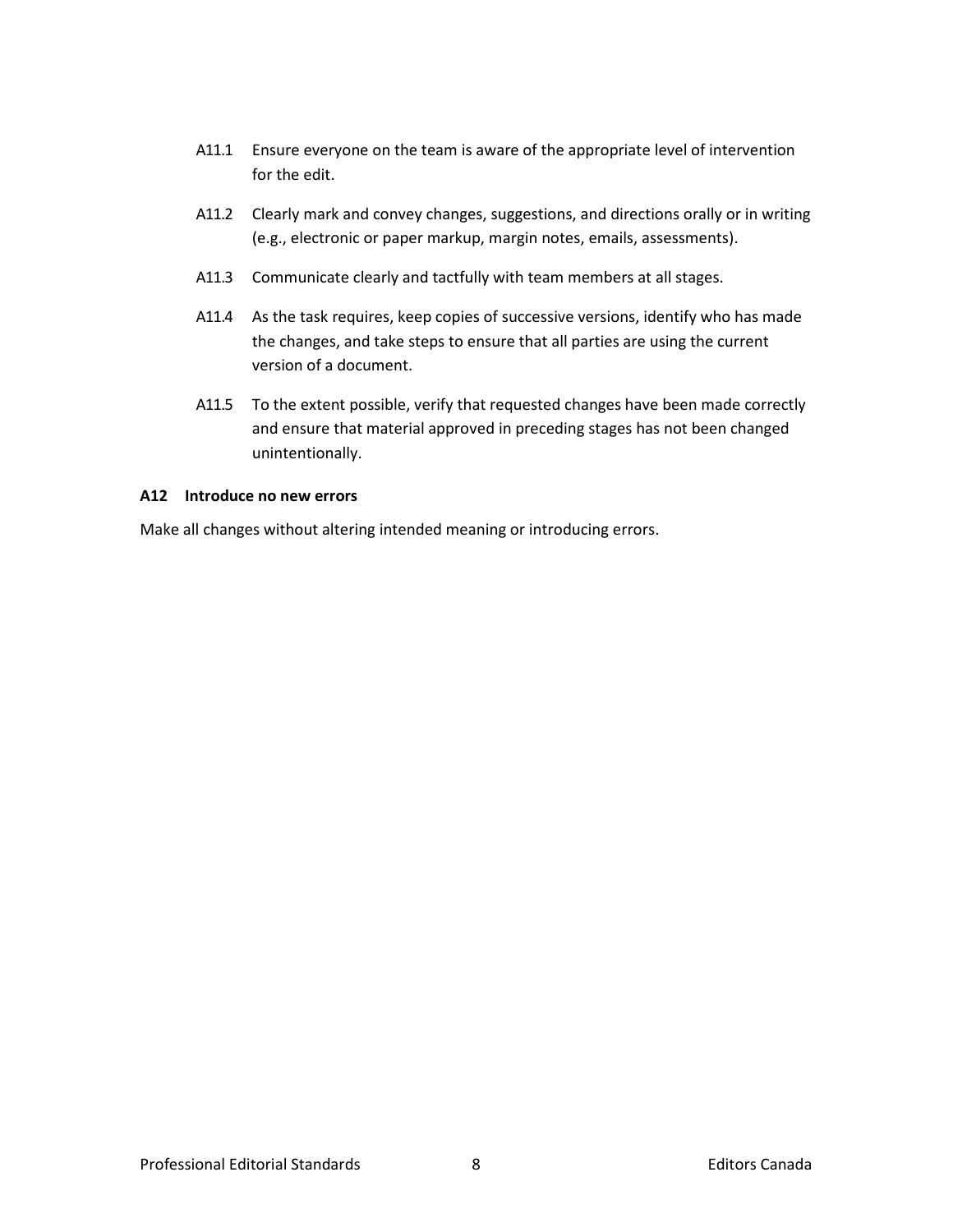A11.1 Ensure everyone on the team is aware of the appropriate level of intervention for the edit.

A11.2 Clearly mark and convey changes, suggestions, and directions orally or in writing (e.g., electronic or paper markup, margin notes, emails, assessments).

A11.3 Communicate clearly and tactfully with team members at all stages.

A11.4 As the task requires, keep copies of successive versions, identify who has made the changes, and take steps to ensure that all parties are using the current version of a document.

A11.5 To the extent possible, verify that requested changes have been made correctly and ensure that material approved in preceding stages has not been changed unintentionally.

**A12 Introduce no new errors**

Make all changes without altering intended meaning or introducing errors.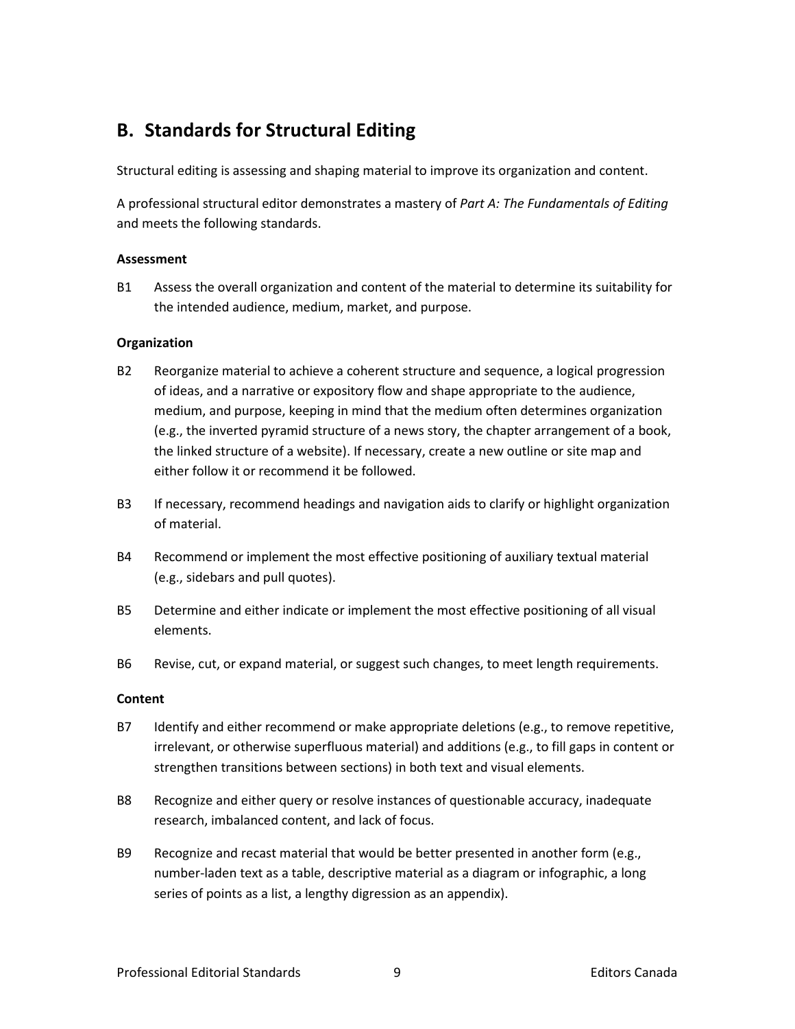## B. Standards for Structural Editing

Structural editing is assessing and shaping material to improve its organization and content.

A professional structural editor demonstrates a mastery of *Part A: The Fundamentals of Editing* and meets the following standards.

**Assessment**

B1 Assess the overall organization and content of the material to determine its suitability for the intended audience, medium, market, and purpose.

**Organization**

B2 Reorganize material to achieve a coherent structure and sequence, a logical progression of ideas, and a narrative or expository flow and shape appropriate to the audience, medium, and purpose, keeping in mind that the medium often determines organization (e.g., the inverted pyramid structure of a news story, the chapter arrangement of a book, the linked structure of a website). If necessary, create a new outline or site map and either follow it or recommend it be followed.

B3 If necessary, recommend headings and navigation aids to clarify or highlight organization of material.

B4 Recommend or implement the most effective positioning of auxiliary textual material (e.g., sidebars and pull quotes).

B5 Determine and either indicate or implement the most effective positioning of all visual elements.

B6 Revise, cut, or expand material, or suggest such changes, to meet length requirements.

**Content**

B7 Identify and either recommend or make appropriate deletions (e.g., to remove repetitive, irrelevant, or otherwise superfluous material) and additions (e.g., to fill gaps in content or strengthen transitions between sections) in both text and visual elements.

B8 Recognize and either query or resolve instances of questionable accuracy, inadequate research, imbalanced content, and lack of focus.

B9 Recognize and recast material that would be better presented in another form (e.g., number-laden text as a table, descriptive material as a diagram or infographic, a long series of points as a list, a lengthy digression as an appendix).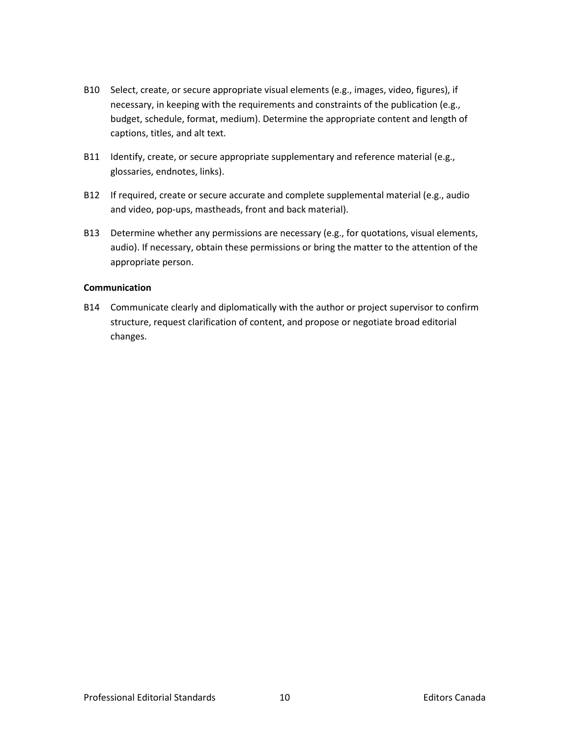B10 Select, create, or secure appropriate visual elements (e.g., images, video, figures), if necessary, in keeping with the requirements and constraints of the publication (e.g., budget, schedule, format, medium). Determine the appropriate content and length of captions, titles, and alt text.

B11 Identify, create, or secure appropriate supplementary and reference material (e.g., glossaries, endnotes, links).

B12 If required, create or secure accurate and complete supplemental material (e.g., audio and video, pop-ups, mastheads, front and back material).

B13 Determine whether any permissions are necessary (e.g., for quotations, visual elements, audio). If necessary, obtain these permissions or bring the matter to the attention of the appropriate person.

**Communication**

B14 Communicate clearly and diplomatically with the author or project supervisor to confirm structure, request clarification of content, and propose or negotiate broad editorial changes.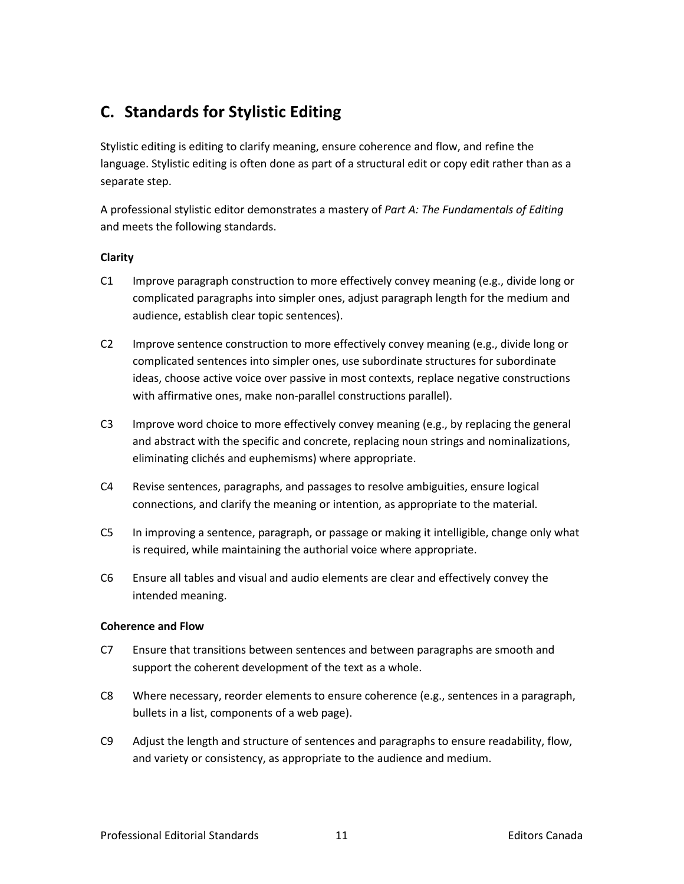## C. Standards for Stylistic Editing

Stylistic editing is editing to clarify meaning, ensure coherence and flow, and refine the language. Stylistic editing is often done as part of a structural edit or copy edit rather than as a separate step.

A professional stylistic editor demonstrates a mastery of *Part A: The Fundamentals of Editing* and meets the following standards.

**Clarity**

C1 Improve paragraph construction to more effectively convey meaning (e.g., divide long or complicated paragraphs into simpler ones, adjust paragraph length for the medium and audience, establish clear topic sentences).

C2 Improve sentence construction to more effectively convey meaning (e.g., divide long or complicated sentences into simpler ones, use subordinate structures for subordinate ideas, choose active voice over passive in most contexts, replace negative constructions with affirmative ones, make non-parallel constructions parallel).

C3 Improve word choice to more effectively convey meaning (e.g., by replacing the general and abstract with the specific and concrete, replacing noun strings and nominalizations, eliminating clichés and euphemisms) where appropriate.

C4 Revise sentences, paragraphs, and passages to resolve ambiguities, ensure logical connections, and clarify the meaning or intention, as appropriate to the material.

C5 In improving a sentence, paragraph, or passage or making it intelligible, change only what is required, while maintaining the authorial voice where appropriate.

C6 Ensure all tables and visual and audio elements are clear and effectively convey the intended meaning.

**Coherence and Flow**

C7 Ensure that transitions between sentences and between paragraphs are smooth and support the coherent development of the text as a whole.

C8 Where necessary, reorder elements to ensure coherence (e.g., sentences in a paragraph, bullets in a list, components of a web page).

C9 Adjust the length and structure of sentences and paragraphs to ensure readability, flow, and variety or consistency, as appropriate to the audience and medium.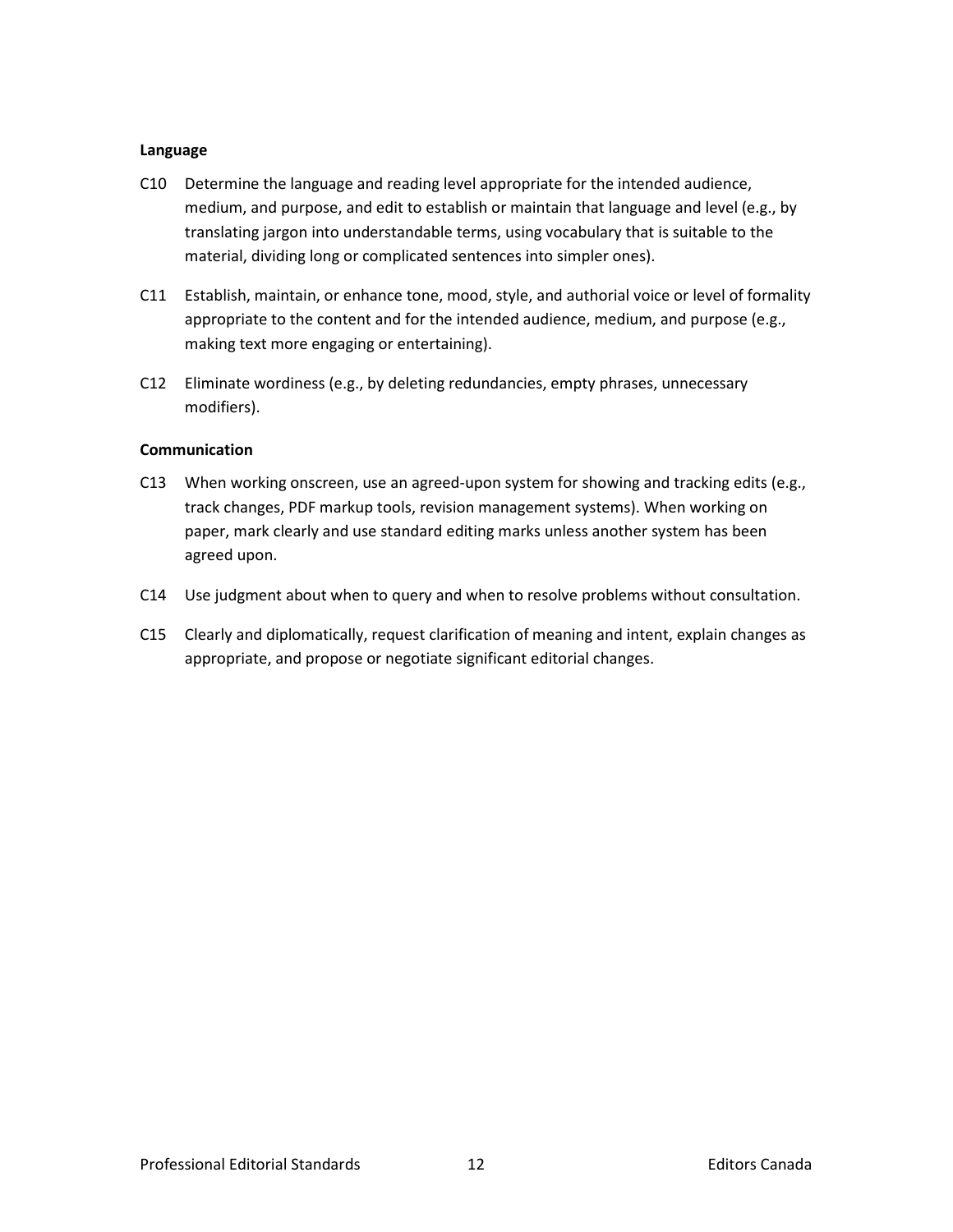**Language**

C10 Determine the language and reading level appropriate for the intended audience, medium, and purpose, and edit to establish or maintain that language and level (e.g., by translating jargon into understandable terms, using vocabulary that is suitable to the material, dividing long or complicated sentences into simpler ones).

C11 Establish, maintain, or enhance tone, mood, style, and authorial voice or level of formality appropriate to the content and for the intended audience, medium, and purpose (e.g., making text more engaging or entertaining).

C12 Eliminate wordiness (e.g., by deleting redundancies, empty phrases, unnecessary modifiers).

**Communication**

C13 When working onscreen, use an agreed-upon system for showing and tracking edits (e.g., track changes, PDF markup tools, revision management systems). When working on paper, mark clearly and use standard editing marks unless another system has been agreed upon.

C14 Use judgment about when to query and when to resolve problems without consultation.

C15 Clearly and diplomatically, request clarification of meaning and intent, explain changes as appropriate, and propose or negotiate significant editorial changes.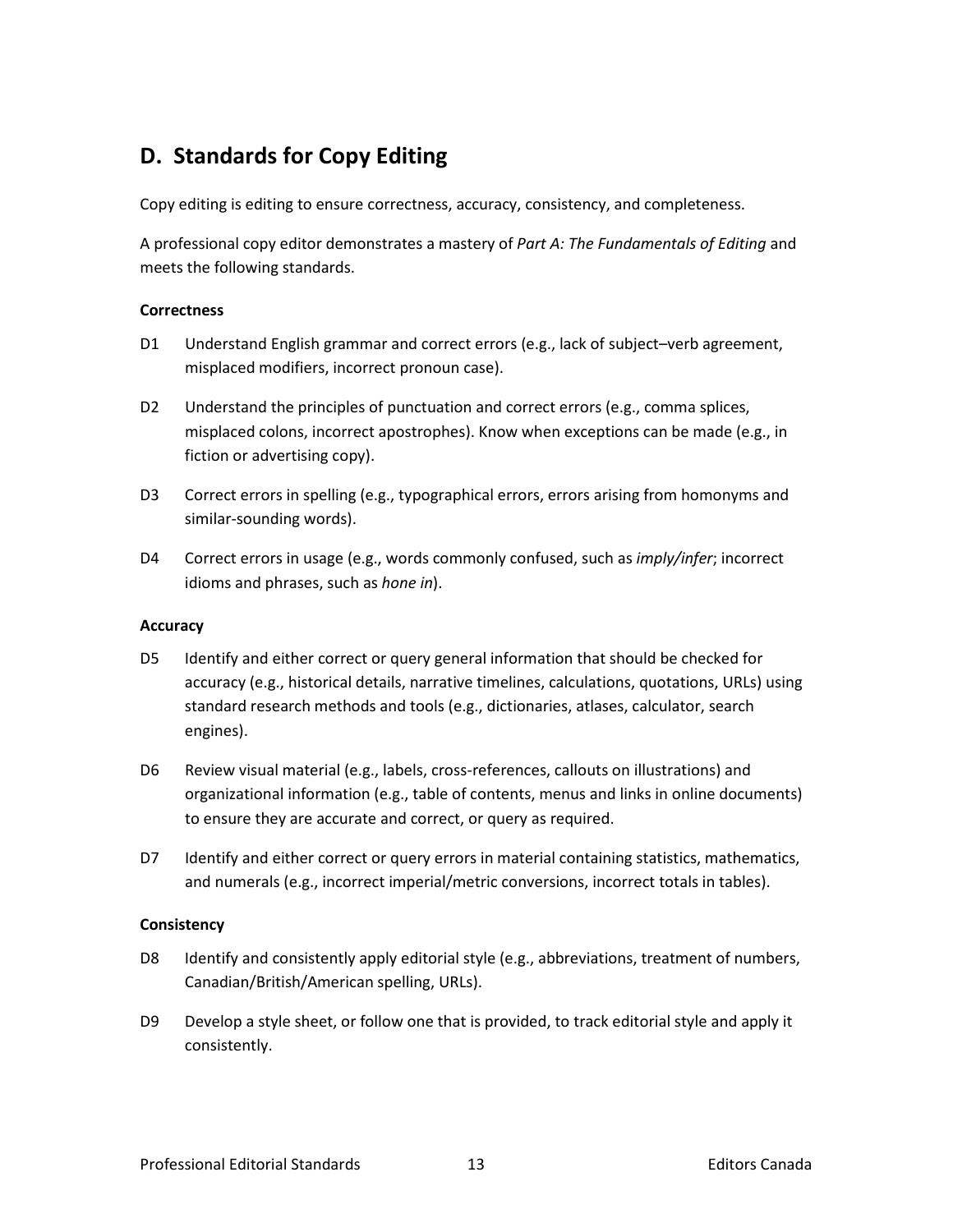## D. Standards for Copy Editing

Copy editing is editing to ensure correctness, accuracy, consistency, and completeness.

A professional copy editor demonstrates a mastery of *Part A: The Fundamentals of Editing* and meets the following standards.

**Correctness**

D1 Understand English grammar and correct errors (e.g., lack of subject–verb agreement, misplaced modifiers, incorrect pronoun case).

D2 Understand the principles of punctuation and correct errors (e.g., comma splices, misplaced colons, incorrect apostrophes). Know when exceptions can be made (e.g., in fiction or advertising copy).

D3 Correct errors in spelling (e.g., typographical errors, errors arising from homonyms and similar-sounding words).

D4 Correct errors in usage (e.g., words commonly confused, such as *imply/infer*; incorrect idioms and phrases, such as *hone in*).

**Accuracy**

D5 Identify and either correct or query general information that should be checked for accuracy (e.g., historical details, narrative timelines, calculations, quotations, URLs) using standard research methods and tools (e.g., dictionaries, atlases, calculator, search engines).

D6 Review visual material (e.g., labels, cross-references, callouts on illustrations) and organizational information (e.g., table of contents, menus and links in online documents) to ensure they are accurate and correct, or query as required.

D7 Identify and either correct or query errors in material containing statistics, mathematics, and numerals (e.g., incorrect imperial/metric conversions, incorrect totals in tables).

**Consistency**

D8 Identify and consistently apply editorial style (e.g., abbreviations, treatment of numbers, Canadian/British/American spelling, URLs).

D9 Develop a style sheet, or follow one that is provided, to track editorial style and apply it consistently.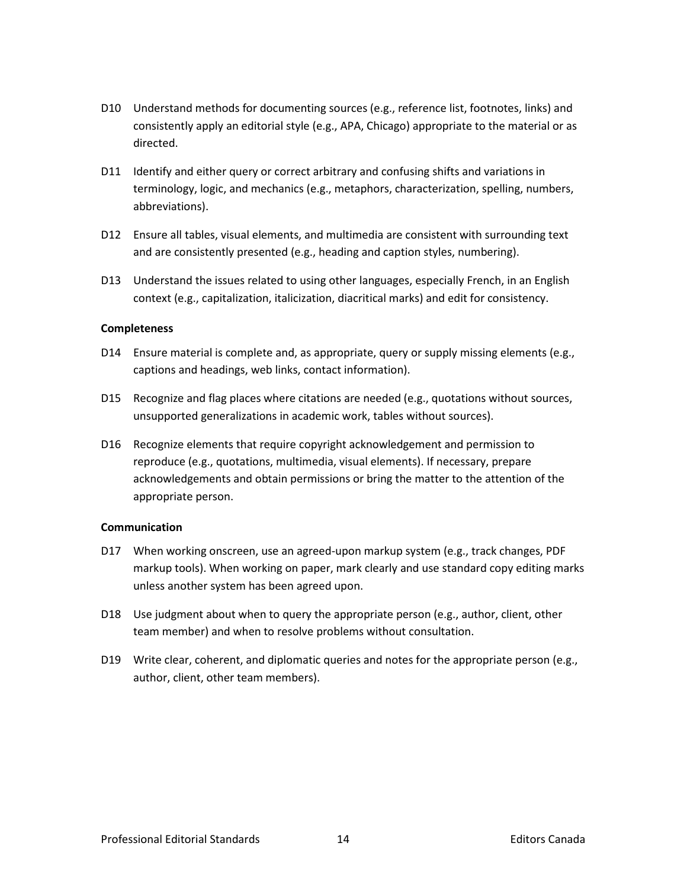D10 Understand methods for documenting sources (e.g., reference list, footnotes, links) and consistently apply an editorial style (e.g., APA, Chicago) appropriate to the material or as directed.

D11 Identify and either query or correct arbitrary and confusing shifts and variations in terminology, logic, and mechanics (e.g., metaphors, characterization, spelling, numbers, abbreviations).

D12 Ensure all tables, visual elements, and multimedia are consistent with surrounding text and are consistently presented (e.g., heading and caption styles, numbering).

D13 Understand the issues related to using other languages, especially French, in an English context (e.g., capitalization, italicization, diacritical marks) and edit for consistency.

**Completeness**

D14 Ensure material is complete and, as appropriate, query or supply missing elements (e.g., captions and headings, web links, contact information).

D15 Recognize and flag places where citations are needed (e.g., quotations without sources, unsupported generalizations in academic work, tables without sources).

D16 Recognize elements that require copyright acknowledgement and permission to reproduce (e.g., quotations, multimedia, visual elements). If necessary, prepare acknowledgements and obtain permissions or bring the matter to the attention of the appropriate person.

**Communication**

D17 When working onscreen, use an agreed-upon markup system (e.g., track changes, PDF markup tools). When working on paper, mark clearly and use standard copy editing marks unless another system has been agreed upon.

D18 Use judgment about when to query the appropriate person (e.g., author, client, other team member) and when to resolve problems without consultation.

D19 Write clear, coherent, and diplomatic queries and notes for the appropriate person (e.g., author, client, other team members).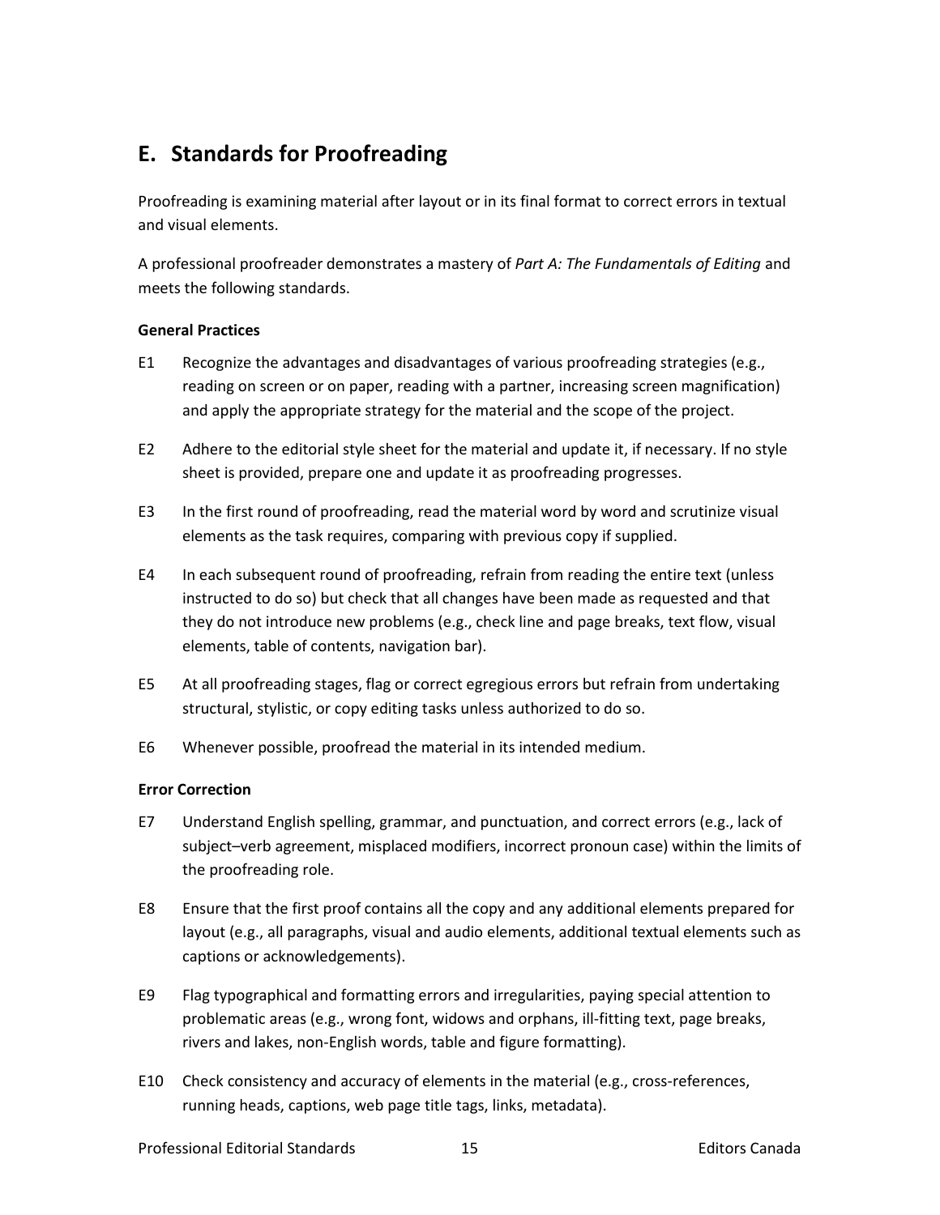## E. Standards for Proofreading

Proofreading is examining material after layout or in its final format to correct errors in textual and visual elements.

A professional proofreader demonstrates a mastery of *Part A: The Fundamentals of Editing* and meets the following standards.

**General Practices**

E1 Recognize the advantages and disadvantages of various proofreading strategies (e.g., reading on screen or on paper, reading with a partner, increasing screen magnification) and apply the appropriate strategy for the material and the scope of the project.

E2 Adhere to the editorial style sheet for the material and update it, if necessary. If no style sheet is provided, prepare one and update it as proofreading progresses.

E3 In the first round of proofreading, read the material word by word and scrutinize visual elements as the task requires, comparing with previous copy if supplied.

E4 In each subsequent round of proofreading, refrain from reading the entire text (unless instructed to do so) but check that all changes have been made as requested and that they do not introduce new problems (e.g., check line and page breaks, text flow, visual elements, table of contents, navigation bar).

E5 At all proofreading stages, flag or correct egregious errors but refrain from undertaking structural, stylistic, or copy editing tasks unless authorized to do so.

E6 Whenever possible, proofread the material in its intended medium.

**Error Correction**

E7 Understand English spelling, grammar, and punctuation, and correct errors (e.g., lack of subject–verb agreement, misplaced modifiers, incorrect pronoun case) within the limits of the proofreading role.

E8 Ensure that the first proof contains all the copy and any additional elements prepared for layout (e.g., all paragraphs, visual and audio elements, additional textual elements such as captions or acknowledgements).

E9 Flag typographical and formatting errors and irregularities, paying special attention to problematic areas (e.g., wrong font, widows and orphans, ill-fitting text, page breaks, rivers and lakes, non-English words, table and figure formatting).

E10 Check consistency and accuracy of elements in the material (e.g., cross-references, running heads, captions, web page title tags, links, metadata).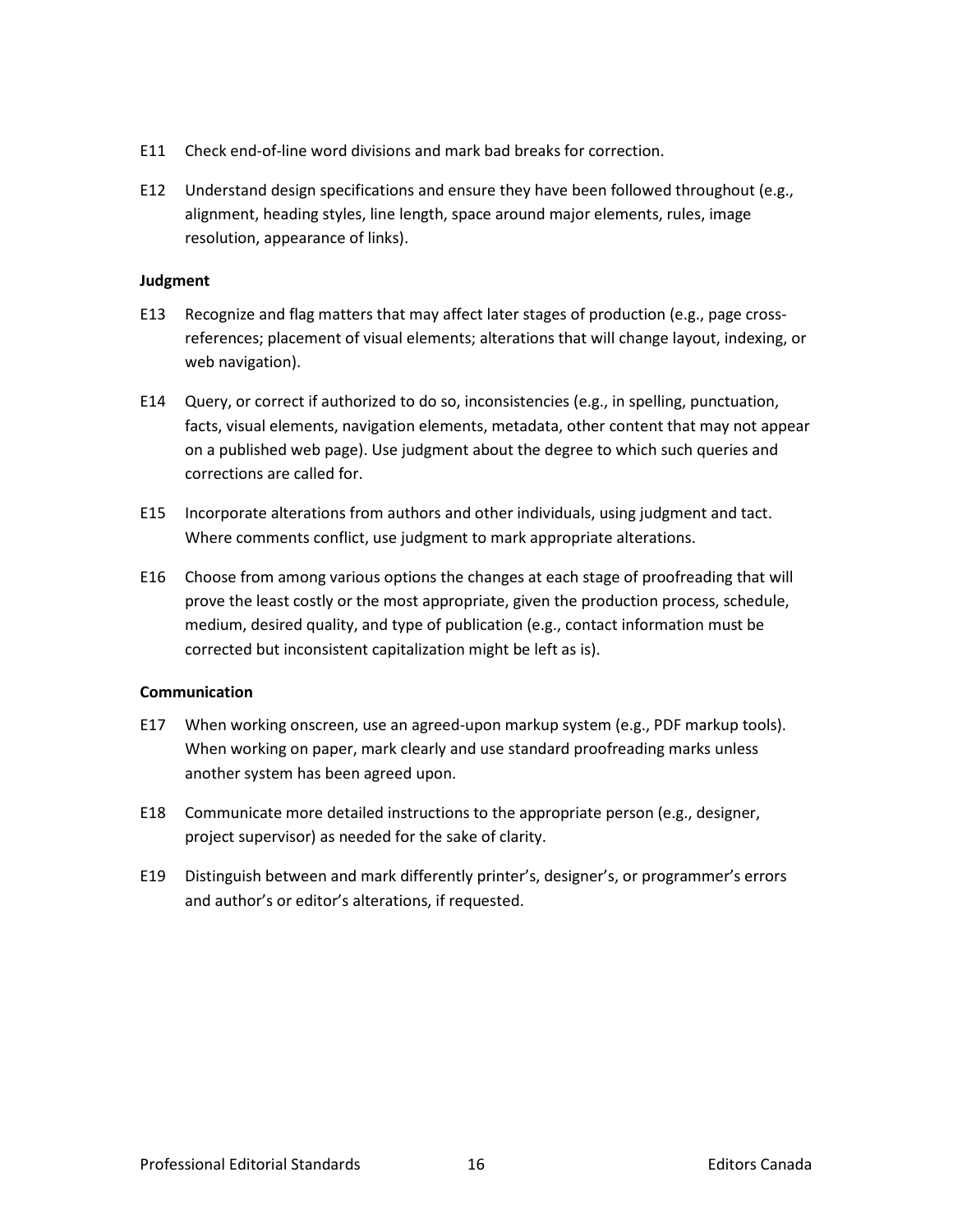E11 Check end-of-line word divisions and mark bad breaks for correction.

E12 Understand design specifications and ensure they have been followed throughout (e.g., alignment, heading styles, line length, space around major elements, rules, image resolution, appearance of links).

**Judgment**

E13 Recognize and flag matters that may affect later stages of production (e.g., page cross-references; placement of visual elements; alterations that will change layout, indexing, or web navigation).

E14 Query, or correct if authorized to do so, inconsistencies (e.g., in spelling, punctuation, facts, visual elements, navigation elements, metadata, other content that may not appear on a published web page). Use judgment about the degree to which such queries and corrections are called for.

E15 Incorporate alterations from authors and other individuals, using judgment and tact. Where comments conflict, use judgment to mark appropriate alterations.

E16 Choose from among various options the changes at each stage of proofreading that will prove the least costly or the most appropriate, given the production process, schedule, medium, desired quality, and type of publication (e.g., contact information must be corrected but inconsistent capitalization might be left as is).

**Communication**

E17 When working onscreen, use an agreed-upon markup system (e.g., PDF markup tools). When working on paper, mark clearly and use standard proofreading marks unless another system has been agreed upon.

E18 Communicate more detailed instructions to the appropriate person (e.g., designer, project supervisor) as needed for the sake of clarity.

E19 Distinguish between and mark differently printer's, designer's, or programmer's errors and author's or editor's alterations, if requested.